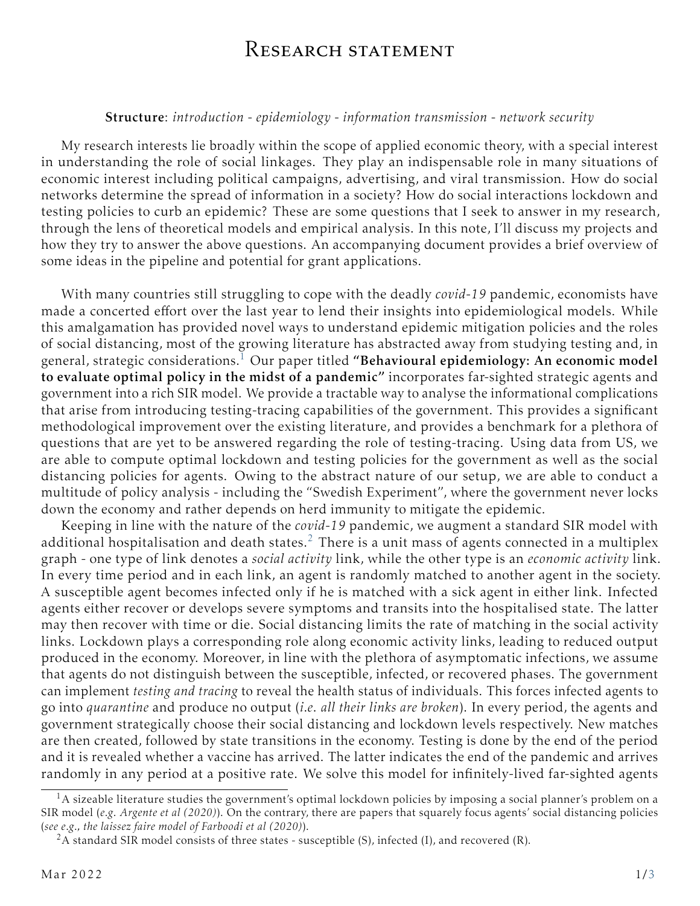# Research statement

**Structure**: *introduction - epidemiology - information transmission - network security*

My research interests lie broadly within the scope of applied economic theory, with a special interest in understanding the role of social linkages. They play an indispensable role in many situations of economic interest including political campaigns, advertising, and viral transmission. How do social networks determine the spread of information in a society? How do social interactions lockdown and testing policies to curb an epidemic? These are some questions that I seek to answer in my research, through the lens of theoretical models and empirical analysis. In this note, I'll discuss my projects and how they try to answer the above questions. An accompanying document provides a brief overview of some ideas in the pipeline and potential for grant applications.

With many countries still struggling to cope with the deadly *covid-19* pandemic, economists have made a concerted effort over the last year to lend their insights into epidemiological models. While this amalgamation has provided novel ways to understand epidemic mitigation policies and the roles of social distancing, most of the growing literature has abstracted away from studying testing and, in general, strategic considerations.[1] Our paper titled **"Behavioural epidemiology: An economic model to evaluate optimal policy in the midst of a pandemic"** incorporates far-sighted strategic agents and government into a rich SIR model. We provide a tractable way to analyse the informational complications that arise from introducing testing-tracing capabilities of the government. This provides a significant methodological improvement over the existing literature, and provides a benchmark for a plethora of questions that are yet to be answered regarding the role of testing-tracing. Using data from US, we are able to compute optimal lockdown and testing policies for the government as well as the social distancing policies for agents. Owing to the abstract nature of our setup, we are able to conduct a multitude of policy analysis - including the "Swedish Experiment", where the government never locks down the economy and rather depends on herd immunity to mitigate the epidemic.

Keeping in line with the nature of the *covid-19* pandemic, we augment a standard SIR model with additional hospitalisation and death states.[2] There is a unit mass of agents connected in a multiplex graph - one type of link denotes a *social activity* link, while the other type is an *economic activity* link. In every time period and in each link, an agent is randomly matched to another agent in the society. A susceptible agent becomes infected only if he is matched with a sick agent in either link. Infected agents either recover or develops severe symptoms and transits into the hospitalised state. The latter may then recover with time or die. Social distancing limits the rate of matching in the social activity links. Lockdown plays a corresponding role along economic activity links, leading to reduced output produced in the economy. Moreover, in line with the plethora of asymptomatic infections, we assume that agents do not distinguish between the susceptible, infected, or recovered phases. The government can implement *testing and tracing* to reveal the health status of individuals. This forces infected agents to go into *quarantine* and produce no output (*i.e. all their links are broken*). In every period, the agents and government strategically choose their social distancing and lockdown levels respectively. New matches are then created, followed by state transitions in the economy. Testing is done by the end of the period and it is revealed whether a vaccine has arrived. The latter indicates the end of the pandemic and arrives randomly in any period at a positive rate. We solve this model for infinitely-lived far-sighted agents

[1] A sizeable literature studies the government's optimal lockdown policies by imposing a social planner's problem on a SIR model (*e.g. Argente et al (2020)*). On the contrary, there are papers that squarely focus agents' social distancing policies (*see e.g., the laissez faire model of Farboodi et al (2020)*).

[2] A standard SIR model consists of three states - susceptible (S), infected (I), and recovered (R).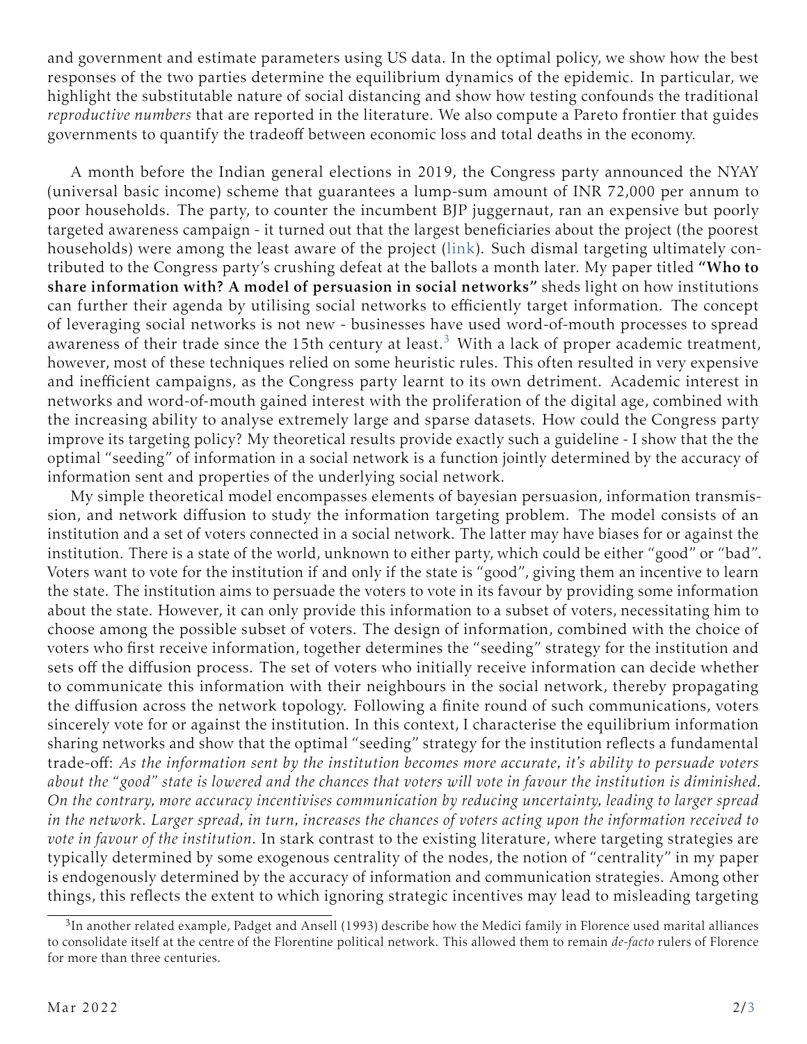and government and estimate parameters using US data. In the optimal policy, we show how the best responses of the two parties determine the equilibrium dynamics of the epidemic. In particular, we highlight the substitutable nature of social distancing and show how testing confounds the traditional *reproductive numbers* that are reported in the literature. We also compute a Pareto frontier that guides governments to quantify the tradeoff between economic loss and total deaths in the economy.

A month before the Indian general elections in 2019, the Congress party announced the NYAY (universal basic income) scheme that guarantees a lump-sum amount of INR 72,000 per annum to poor households. The party, to counter the incumbent BJP juggernaut, ran an expensive but poorly targeted awareness campaign - it turned out that the largest beneficiaries about the project (the poorest households) were among the least aware of the project (link). Such dismal targeting ultimately contributed to the Congress party's crushing defeat at the ballots a month later. My paper titled **"Who to share information with? A model of persuasion in social networks"** sheds light on how institutions can further their agenda by utilising social networks to efficiently target information. The concept of leveraging social networks is not new - businesses have used word-of-mouth processes to spread awareness of their trade since the 15th century at least.[3] With a lack of proper academic treatment, however, most of these techniques relied on some heuristic rules. This often resulted in very expensive and inefficient campaigns, as the Congress party learnt to its own detriment. Academic interest in networks and word-of-mouth gained interest with the proliferation of the digital age, combined with the increasing ability to analyse extremely large and sparse datasets. How could the Congress party improve its targeting policy? My theoretical results provide exactly such a guideline - I show that the the optimal "seeding" of information in a social network is a function jointly determined by the accuracy of information sent and properties of the underlying social network.

My simple theoretical model encompasses elements of bayesian persuasion, information transmission, and network diffusion to study the information targeting problem. The model consists of an institution and a set of voters connected in a social network. The latter may have biases for or against the institution. There is a state of the world, unknown to either party, which could be either "good" or "bad". Voters want to vote for the institution if and only if the state is "good", giving them an incentive to learn the state. The institution aims to persuade the voters to vote in its favour by providing some information about the state. However, it can only provide this information to a subset of voters, necessitating him to choose among the possible subset of voters. The design of information, combined with the choice of voters who first receive information, together determines the "seeding" strategy for the institution and sets off the diffusion process. The set of voters who initially receive information can decide whether to communicate this information with their neighbours in the social network, thereby propagating the diffusion across the network topology. Following a finite round of such communications, voters sincerely vote for or against the institution. In this context, I characterise the equilibrium information sharing networks and show that the optimal "seeding" strategy for the institution reflects a fundamental trade-off: *As the information sent by the institution becomes more accurate, it's ability to persuade voters about the "good" state is lowered and the chances that voters will vote in favour the institution is diminished. On the contrary, more accuracy incentivises communication by reducing uncertainty, leading to larger spread in the network. Larger spread, in turn, increases the chances of voters acting upon the information received to vote in favour of the institution.* In stark contrast to the existing literature, where targeting strategies are typically determined by some exogenous centrality of the nodes, the notion of "centrality" in my paper is endogenously determined by the accuracy of information and communication strategies. Among other things, this reflects the extent to which ignoring strategic incentives may lead to misleading targeting

[3] In another related example, Padget and Ansell (1993) describe how the Medici family in Florence used marital alliances to consolidate itself at the centre of the Florentine political network. This allowed them to remain *de-facto* rulers of Florence for more than three centuries.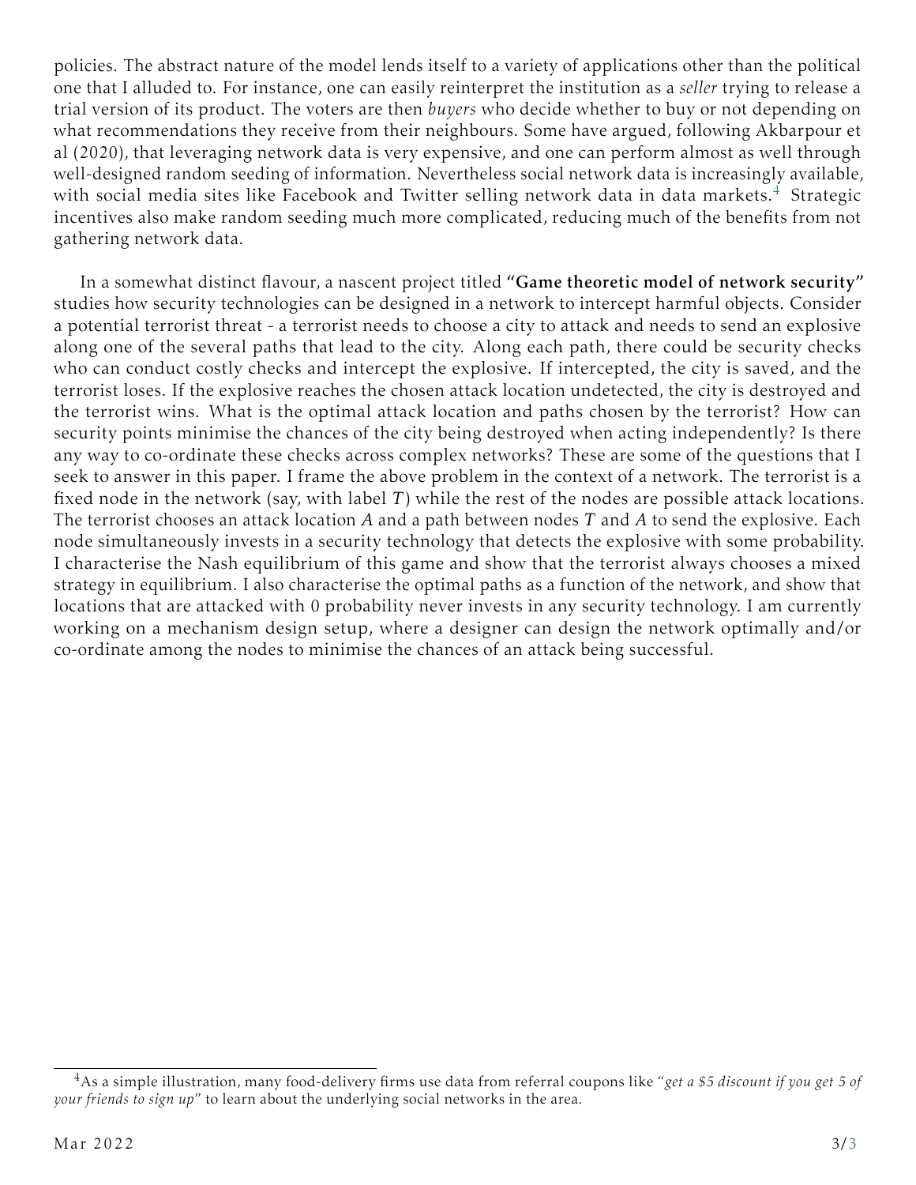policies. The abstract nature of the model lends itself to a variety of applications other than the political one that I alluded to. For instance, one can easily reinterpret the institution as a *seller* trying to release a trial version of its product. The voters are then *buyers* who decide whether to buy or not depending on what recommendations they receive from their neighbours. Some have argued, following Akbarpour et al (2020), that leveraging network data is very expensive, and one can perform almost as well through well-designed random seeding of information. Nevertheless social network data is increasingly available, with social media sites like Facebook and Twitter selling network data in data markets.[4] Strategic incentives also make random seeding much more complicated, reducing much of the benefits from not gathering network data.

In a somewhat distinct flavour, a nascent project titled **"Game theoretic model of network security"** studies how security technologies can be designed in a network to intercept harmful objects. Consider a potential terrorist threat - a terrorist needs to choose a city to attack and needs to send an explosive along one of the several paths that lead to the city. Along each path, there could be security checks who can conduct costly checks and intercept the explosive. If intercepted, the city is saved, and the terrorist loses. If the explosive reaches the chosen attack location undetected, the city is destroyed and the terrorist wins. What is the optimal attack location and paths chosen by the terrorist? How can security points minimise the chances of the city being destroyed when acting independently? Is there any way to co-ordinate these checks across complex networks? These are some of the questions that I seek to answer in this paper. I frame the above problem in the context of a network. The terrorist is a fixed node in the network (say, with label $T$) while the rest of the nodes are possible attack locations. The terrorist chooses an attack location $A$ and a path between nodes $T$ and $A$ to send the explosive. Each node simultaneously invests in a security technology that detects the explosive with some probability. I characterise the Nash equilibrium of this game and show that the terrorist always chooses a mixed strategy in equilibrium. I also characterise the optimal paths as a function of the network, and show that locations that are attacked with 0 probability never invests in any security technology. I am currently working on a mechanism design setup, where a designer can design the network optimally and/or co-ordinate among the nodes to minimise the chances of an attack being successful.

[4] As a simple illustration, many food-delivery firms use data from referral coupons like "*get a $5 discount if you get 5 of your friends to sign up*" to learn about the underlying social networks in the area.